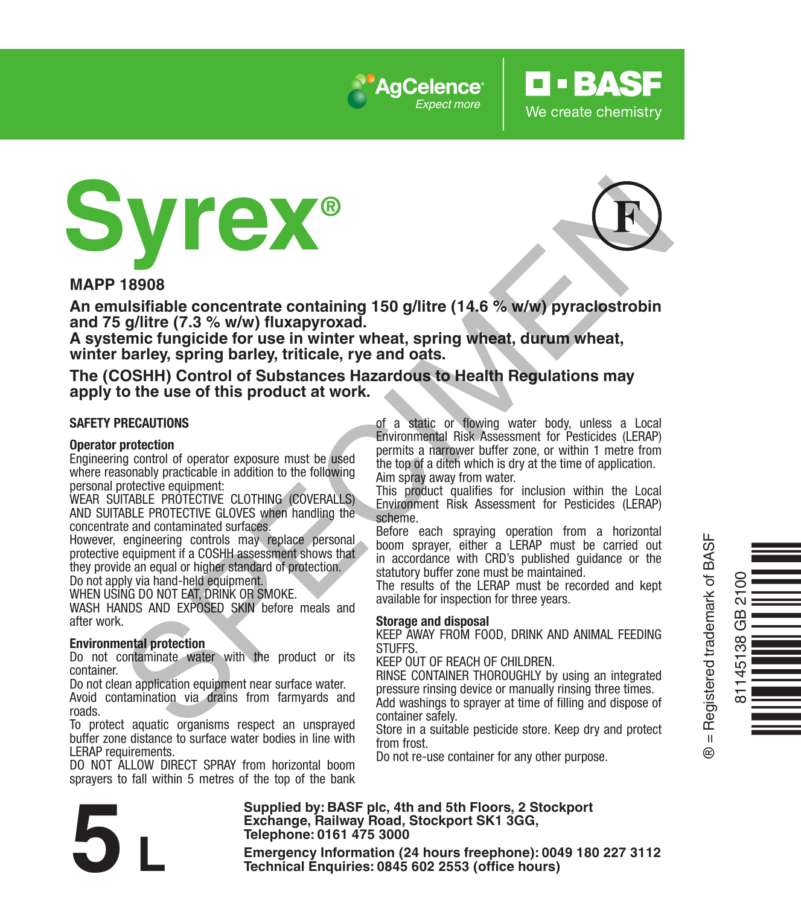AgCelence® Expect more

BASF We create chemistry

# Syrex®

**MAPP 18908**

**An emulsifiable concentrate containing 150 g/litre (14.6 % w/w) pyraclostrobin and 75 g/litre (7.3 % w/w) fluxapyroxad.**
**A systemic fungicide for use in winter wheat, spring wheat, durum wheat, winter barley, spring barley, triticale, rye and oats.**

**The (COSHH) Control of Substances Hazardous to Health Regulations may apply to the use of this product at work.**

## SAFETY PRECAUTIONS

### Operator protection

Engineering control of operator exposure must be used where reasonably practicable in addition to the following personal protective equipment:
WEAR SUITABLE PROTECTIVE CLOTHING (COVERALLS) AND SUITABLE PROTECTIVE GLOVES when handling the concentrate and contaminated surfaces.
However, engineering controls may replace personal protective equipment if a COSHH assessment shows that they provide an equal or higher standard of protection.
Do not apply via hand-held equipment.
WHEN USING DO NOT EAT, DRINK OR SMOKE.
WASH HANDS AND EXPOSED SKIN before meals and after work.

### Environmental protection

Do not contaminate water with the product or its container.
Do not clean application equipment near surface water.
Avoid contamination via drains from farmyards and roads.
To protect aquatic organisms respect an unsprayed buffer zone distance to surface water bodies in line with LERAP requirements.
DO NOT ALLOW DIRECT SPRAY from horizontal boom sprayers to fall within 5 metres of the top of the bank of a static or flowing water body, unless a Local Environmental Risk Assessment for Pesticides (LERAP) permits a narrower buffer zone, or within 1 metre from the top of a ditch which is dry at the time of application.
Aim spray away from water.
This product qualifies for inclusion within the Local Environment Risk Assessment for Pesticides (LERAP) scheme.
Before each spraying operation from a horizontal boom sprayer, either a LERAP must be carried out in accordance with CRD's published guidance or the statutory buffer zone must be maintained.
The results of the LERAP must be recorded and kept available for inspection for three years.

### Storage and disposal

KEEP AWAY FROM FOOD, DRINK AND ANIMAL FEEDING STUFFS.
KEEP OUT OF REACH OF CHILDREN.
RINSE CONTAINER THOROUGHLY by using an integrated pressure rinsing device or manually rinsing three times.
Add washings to sprayer at time of filling and dispose of container safely.
Store in a suitable pesticide store. Keep dry and protect from frost.
Do not re-use container for any other purpose.

® = Registered trademark of BASF

81145138 GB 2100

**5 L**

**Supplied by: BASF plc, 4th and 5th Floors, 2 Stockport Exchange, Railway Road, Stockport SK1 3GG,**
**Telephone: 0161 475 3000**

**Emergency Information (24 hours freephone): 0049 180 227 3112**
**Technical Enquiries: 0845 602 2553 (office hours)**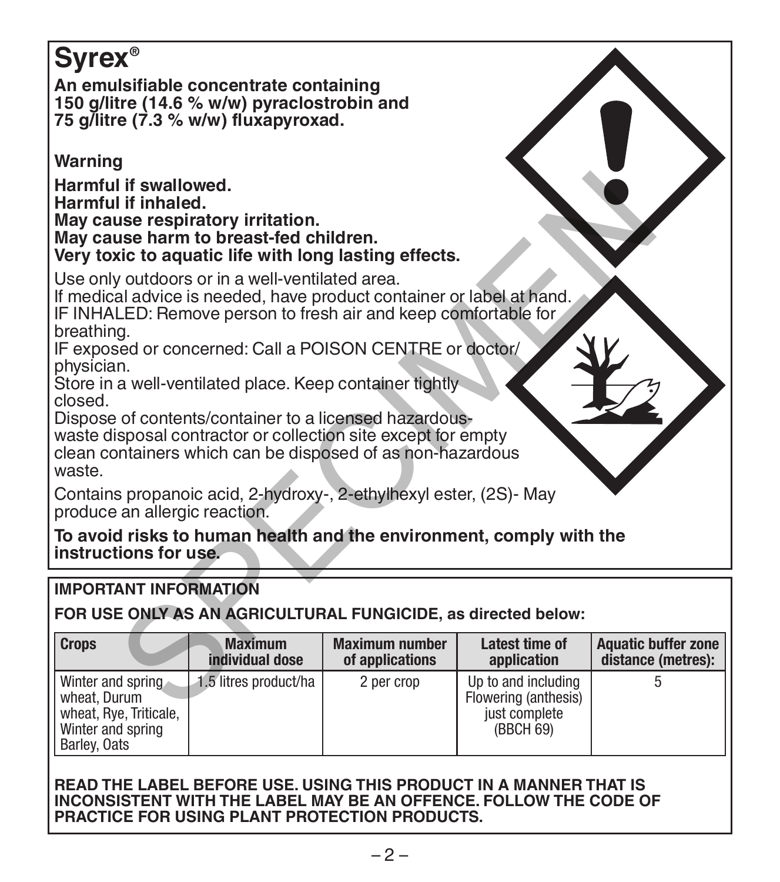# Syrex®

**An emulsifiable concentrate containing 150 g/litre (14.6 % w/w) pyraclostrobin and 75 g/litre (7.3 % w/w) fluxapyroxad.**

**Warning**

**Harmful if swallowed.**
**Harmful if inhaled.**
**May cause respiratory irritation.**
**May cause harm to breast-fed children.**
**Very toxic to aquatic life with long lasting effects.**

Use only outdoors or in a well-ventilated area.
If medical advice is needed, have product container or label at hand.
IF INHALED: Remove person to fresh air and keep comfortable for breathing.
IF exposed or concerned: Call a POISON CENTRE or doctor/physician.
Store in a well-ventilated place. Keep container tightly closed.
Dispose of contents/container to a licensed hazardous-waste disposal contractor or collection site except for empty clean containers which can be disposed of as non-hazardous waste.

Contains propanoic acid, 2-hydroxy-, 2-ethylhexyl ester, (2S)- May produce an allergic reaction.

**To avoid risks to human health and the environment, comply with the instructions for use.**

**IMPORTANT INFORMATION**

**FOR USE ONLY AS AN AGRICULTURAL FUNGICIDE, as directed below:**

| Crops | Maximum individual dose | Maximum number of applications | Latest time of application | Aquatic buffer zone distance (metres): |
|---|---|---|---|---|
| Winter and spring wheat, Durum wheat, Rye, Triticale, Winter and spring Barley, Oats | 1.5 litres product/ha | 2 per crop | Up to and including Flowering (anthesis) just complete (BBCH 69) | 5 |

**READ THE LABEL BEFORE USE. USING THIS PRODUCT IN A MANNER THAT IS INCONSISTENT WITH THE LABEL MAY BE AN OFFENCE. FOLLOW THE CODE OF PRACTICE FOR USING PLANT PROTECTION PRODUCTS.**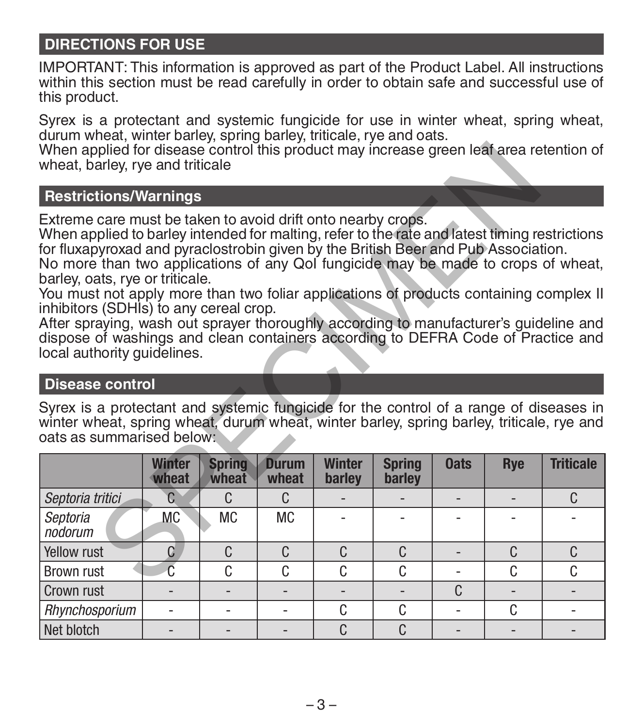## DIRECTIONS FOR USE

IMPORTANT: This information is approved as part of the Product Label. All instructions within this section must be read carefully in order to obtain safe and successful use of this product.

Syrex is a protectant and systemic fungicide for use in winter wheat, spring wheat, durum wheat, winter barley, spring barley, triticale, rye and oats.
When applied for disease control this product may increase green leaf area retention of wheat, barley, rye and triticale

### Restrictions/Warnings

Extreme care must be taken to avoid drift onto nearby crops.
When applied to barley intended for malting, refer to the rate and latest timing restrictions for fluxapyroxad and pyraclostrobin given by the British Beer and Pub Association.
No more than two applications of any QoI fungicide may be made to crops of wheat, barley, oats, rye or triticale.
You must not apply more than two foliar applications of products containing complex II inhibitors (SDHIs) to any cereal crop.
After spraying, wash out sprayer thoroughly according to manufacturer's guideline and dispose of washings and clean containers according to DEFRA Code of Practice and local authority guidelines.

### Disease control

Syrex is a protectant and systemic fungicide for the control of a range of diseases in winter wheat, spring wheat, durum wheat, winter barley, spring barley, triticale, rye and oats as summarised below:

| | Winter wheat | Spring wheat | Durum wheat | Winter barley | Spring barley | Oats | Rye | Triticale |
|---|---|---|---|---|---|---|---|---|
| *Septoria tritici* | C | C | C | - | - | - | - | C |
| *Septoria nodorum* | MC | MC | MC | - | - | - | - | - |
| Yellow rust | C | C | C | C | C | - | C | C |
| Brown rust | C | C | C | C | C | - | C | C |
| Crown rust | - | - | - | - | - | C | - | - |
| *Rhynchosporium* | - | - | - | C | C | - | C | - |
| Net blotch | - | - | - | C | C | - | - | - |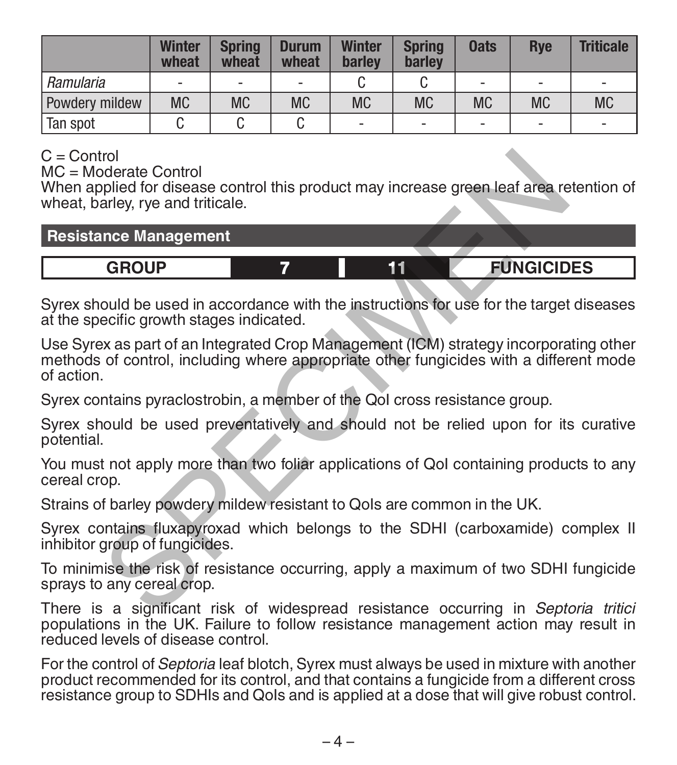| | Winter wheat | Spring wheat | Durum wheat | Winter barley | Spring barley | Oats | Rye | Triticale |
|---|---|---|---|---|---|---|---|---|
| *Ramularia* | - | - | - | C | C | - | - | - |
| Powdery mildew | MC | MC | MC | MC | MC | MC | MC | MC |
| Tan spot | C | C | C | - | - | - | - | - |

C = Control
MC = Moderate Control
When applied for disease control this product may increase green leaf area retention of wheat, barley, rye and triticale.

## Resistance Management

| GROUP | 7 | 11 | FUNGICIDES |
|---|---|---|---|

Syrex should be used in accordance with the instructions for use for the target diseases at the specific growth stages indicated.

Use Syrex as part of an Integrated Crop Management (ICM) strategy incorporating other methods of control, including where appropriate other fungicides with a different mode of action.

Syrex contains pyraclostrobin, a member of the QoI cross resistance group.

Syrex should be used preventatively and should not be relied upon for its curative potential.

You must not apply more than two foliar applications of QoI containing products to any cereal crop.

Strains of barley powdery mildew resistant to QoIs are common in the UK.

Syrex contains fluxapyroxad which belongs to the SDHI (carboxamide) complex II inhibitor group of fungicides.

To minimise the risk of resistance occurring, apply a maximum of two SDHI fungicide sprays to any cereal crop.

There is a significant risk of widespread resistance occurring in *Septoria tritici* populations in the UK. Failure to follow resistance management action may result in reduced levels of disease control.

For the control of *Septoria* leaf blotch, Syrex must always be used in mixture with another product recommended for its control, and that contains a fungicide from a different cross resistance group to SDHIs and QoIs and is applied at a dose that will give robust control.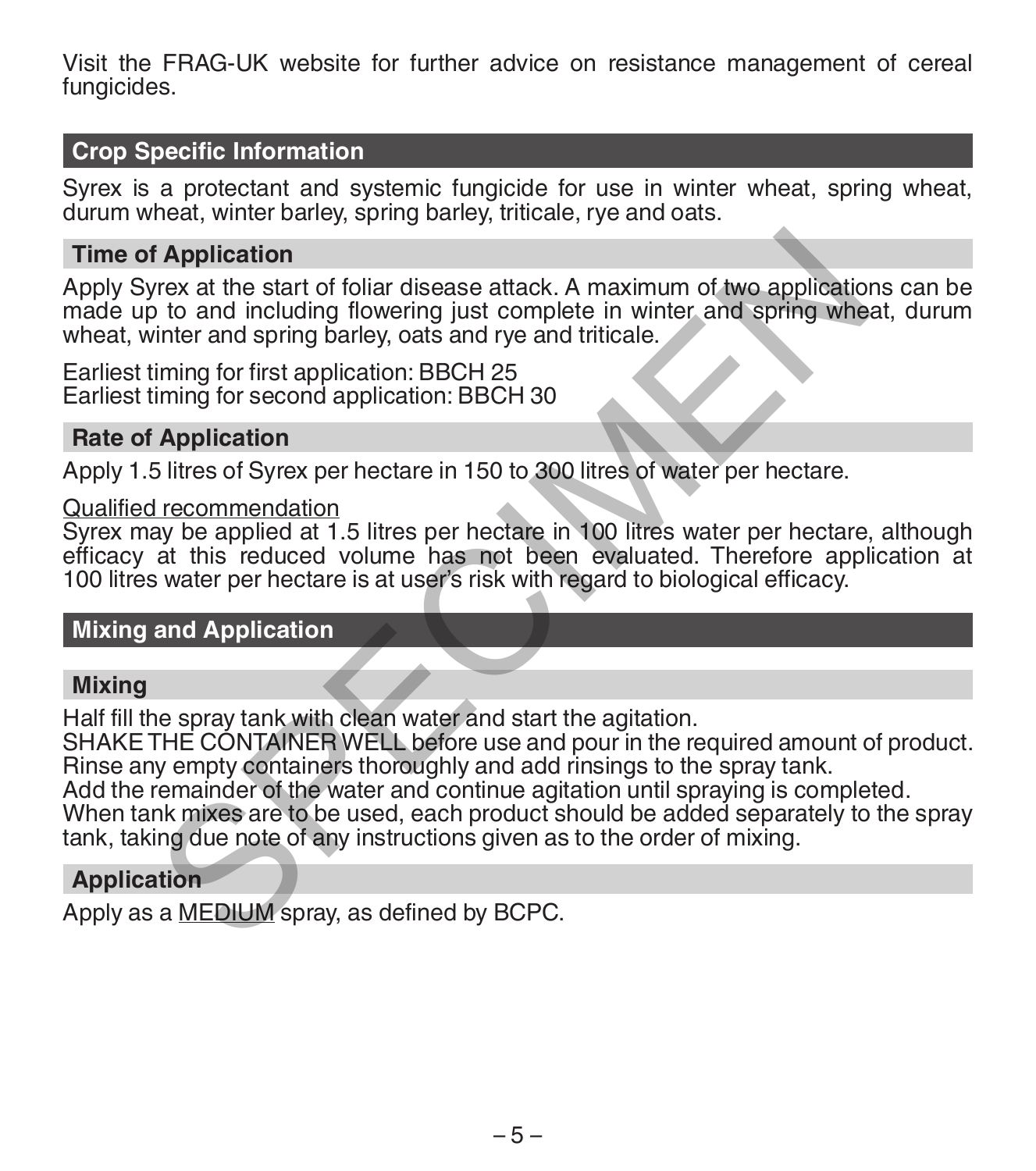Visit the FRAG-UK website for further advice on resistance management of cereal fungicides.

## Crop Specific Information

Syrex is a protectant and systemic fungicide for use in winter wheat, spring wheat, durum wheat, winter barley, spring barley, triticale, rye and oats.

### Time of Application

Apply Syrex at the start of foliar disease attack. A maximum of two applications can be made up to and including flowering just complete in winter and spring wheat, durum wheat, winter and spring barley, oats and rye and triticale.

Earliest timing for first application: BBCH 25
Earliest timing for second application: BBCH 30

### Rate of Application

Apply 1.5 litres of Syrex per hectare in 150 to 300 litres of water per hectare.

Qualified recommendation
Syrex may be applied at 1.5 litres per hectare in 100 litres water per hectare, although efficacy at this reduced volume has not been evaluated. Therefore application at 100 litres water per hectare is at user's risk with regard to biological efficacy.

## Mixing and Application

### Mixing

Half fill the spray tank with clean water and start the agitation.
SHAKE THE CONTAINER WELL before use and pour in the required amount of product.
Rinse any empty containers thoroughly and add rinsings to the spray tank.
Add the remainder of the water and continue agitation until spraying is completed.
When tank mixes are to be used, each product should be added separately to the spray tank, taking due note of any instructions given as to the order of mixing.

### Application

Apply as a MEDIUM spray, as defined by BCPC.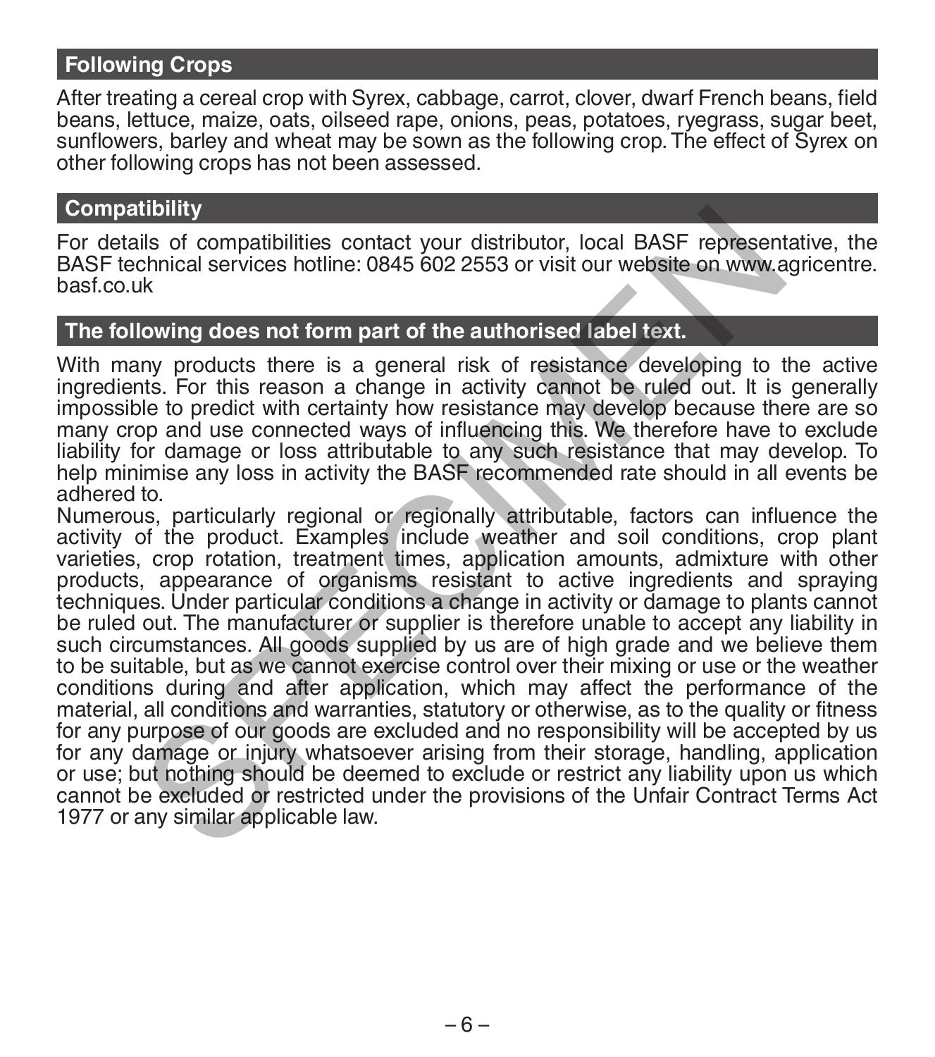## Following Crops

After treating a cereal crop with Syrex, cabbage, carrot, clover, dwarf French beans, field beans, lettuce, maize, oats, oilseed rape, onions, peas, potatoes, ryegrass, sugar beet, sunflowers, barley and wheat may be sown as the following crop. The effect of Syrex on other following crops has not been assessed.

## Compatibility

For details of compatibilities contact your distributor, local BASF representative, the BASF technical services hotline: 0845 602 2553 or visit our website on www.agricentre.basf.co.uk

## The following does not form part of the authorised label text.

With many products there is a general risk of resistance developing to the active ingredients. For this reason a change in activity cannot be ruled out. It is generally impossible to predict with certainty how resistance may develop because there are so many crop and use connected ways of influencing this. We therefore have to exclude liability for damage or loss attributable to any such resistance that may develop. To help minimise any loss in activity the BASF recommended rate should in all events be adhered to.

Numerous, particularly regional or regionally attributable, factors can influence the activity of the product. Examples include weather and soil conditions, crop plant varieties, crop rotation, treatment times, application amounts, admixture with other products, appearance of organisms resistant to active ingredients and spraying techniques. Under particular conditions a change in activity or damage to plants cannot be ruled out. The manufacturer or supplier is therefore unable to accept any liability in such circumstances. All goods supplied by us are of high grade and we believe them to be suitable, but as we cannot exercise control over their mixing or use or the weather conditions during and after application, which may affect the performance of the material, all conditions and warranties, statutory or otherwise, as to the quality or fitness for any purpose of our goods are excluded and no responsibility will be accepted by us for any damage or injury whatsoever arising from their storage, handling, application or use; but nothing should be deemed to exclude or restrict any liability upon us which cannot be excluded or restricted under the provisions of the Unfair Contract Terms Act 1977 or any similar applicable law.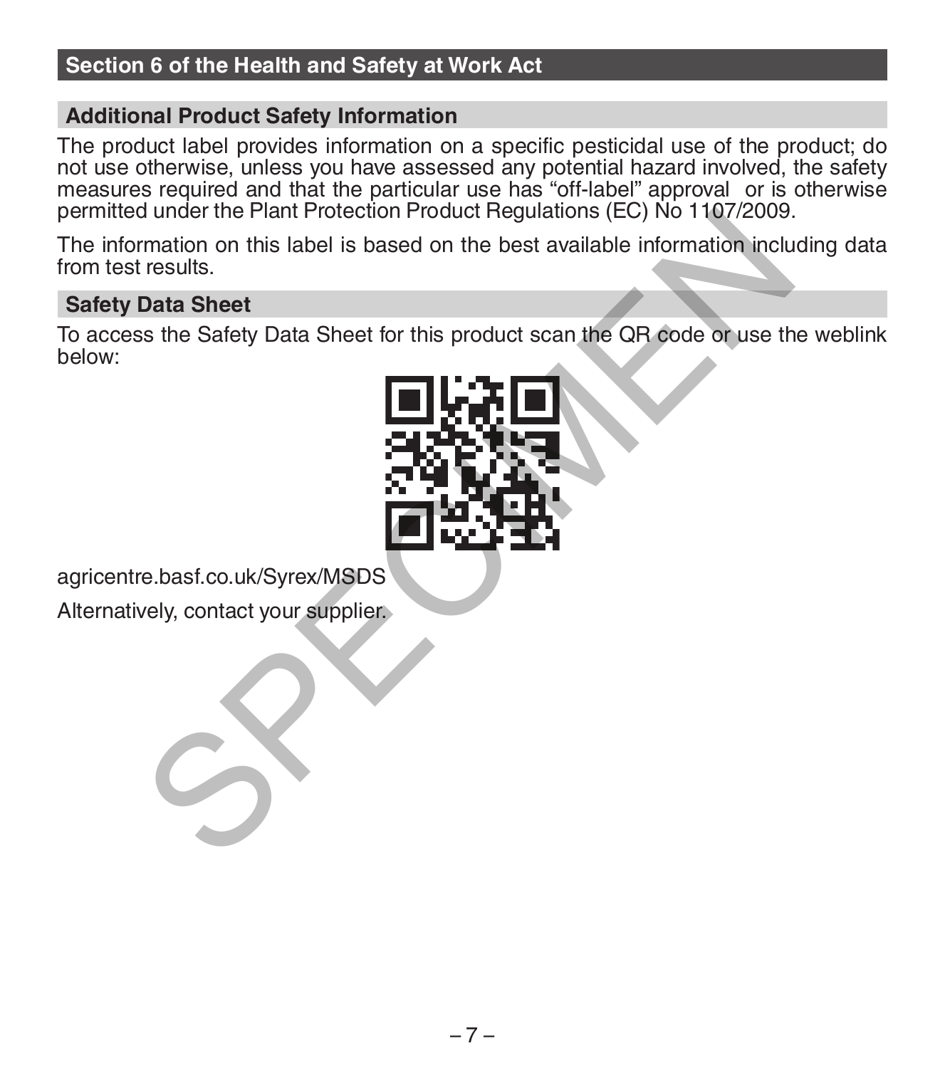## Section 6 of the Health and Safety at Work Act

### Additional Product Safety Information

The product label provides information on a specific pesticidal use of the product; do not use otherwise, unless you have assessed any potential hazard involved, the safety measures required and that the particular use has “off-label” approval or is otherwise permitted under the Plant Protection Product Regulations (EC) No 1107/2009.

The information on this label is based on the best available information including data from test results.

### Safety Data Sheet

To access the Safety Data Sheet for this product scan the QR code or use the weblink below:

agricentre.basf.co.uk/Syrex/MSDS

Alternatively, contact your supplier.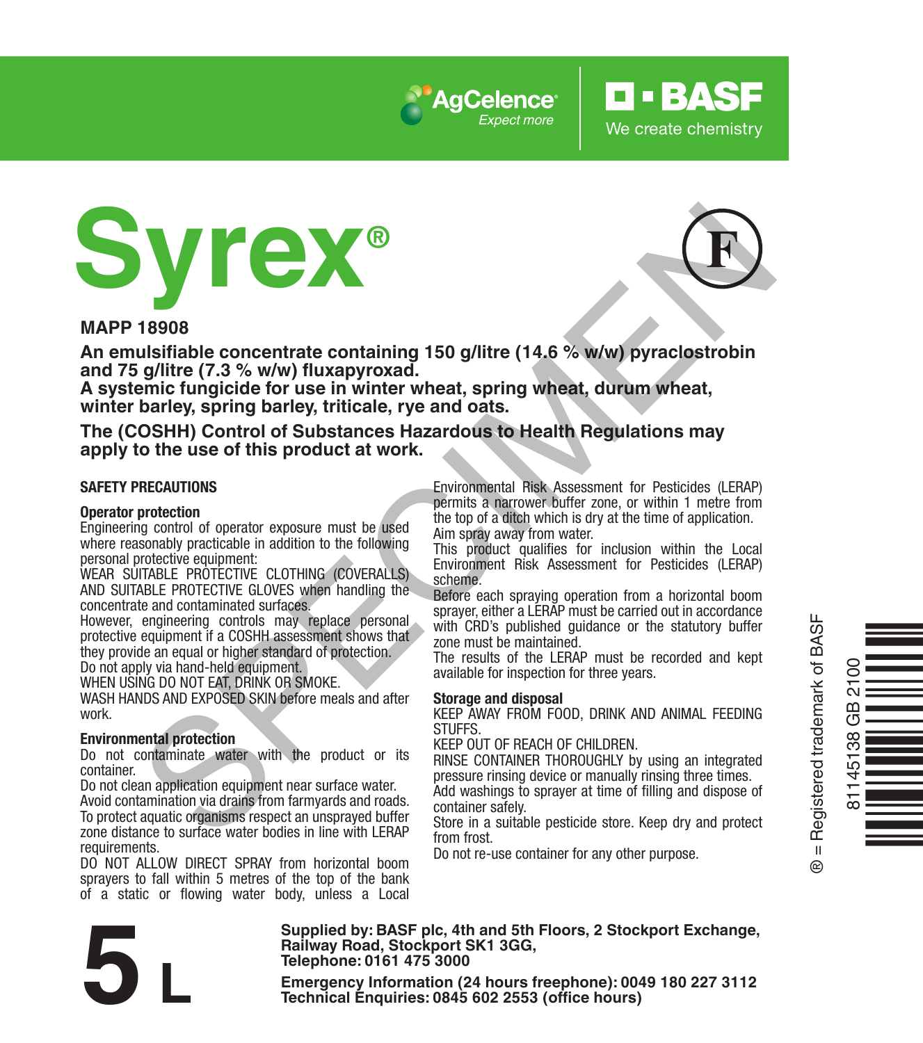AgCelence
Expect more

BASF
We create chemistry

# Syrex®

**MAPP 18908**

**An emulsifiable concentrate containing 150 g/litre (14.6 % w/w) pyraclostrobin and 75 g/litre (7.3 % w/w) fluxapyroxad.**
**A systemic fungicide for use in winter wheat, spring wheat, durum wheat, winter barley, spring barley, triticale, rye and oats.**

**The (COSHH) Control of Substances Hazardous to Health Regulations may apply to the use of this product at work.**

## SAFETY PRECAUTIONS

### Operator protection

Engineering control of operator exposure must be used where reasonably practicable in addition to the following personal protective equipment:
WEAR SUITABLE PROTECTIVE CLOTHING (COVERALLS) AND SUITABLE PROTECTIVE GLOVES when handling the concentrate and contaminated surfaces.
However, engineering controls may replace personal protective equipment if a COSHH assessment shows that they provide an equal or higher standard of protection.
Do not apply via hand-held equipment.
WHEN USING DO NOT EAT, DRINK OR SMOKE.
WASH HANDS AND EXPOSED SKIN before meals and after work.

### Environmental protection

Do not contaminate water with the product or its container.
Do not clean application equipment near surface water.
Avoid contamination via drains from farmyards and roads.
To protect aquatic organisms respect an unsprayed buffer zone distance to surface water bodies in line with LERAP requirements.
DO NOT ALLOW DIRECT SPRAY from horizontal boom sprayers to fall within 5 metres of the top of the bank of a static or flowing water body, unless a Local Environmental Risk Assessment for Pesticides (LERAP) permits a narrower buffer zone, or within 1 metre from the top of a ditch which is dry at the time of application.
Aim spray away from water.
This product qualifies for inclusion within the Local Environment Risk Assessment for Pesticides (LERAP) scheme.
Before each spraying operation from a horizontal boom sprayer, either a LERAP must be carried out in accordance with CRD's published guidance or the statutory buffer zone must be maintained.
The results of the LERAP must be recorded and kept available for inspection for three years.

### Storage and disposal

KEEP AWAY FROM FOOD, DRINK AND ANIMAL FEEDING STUFFS.
KEEP OUT OF REACH OF CHILDREN.
RINSE CONTAINER THOROUGHLY by using an integrated pressure rinsing device or manually rinsing three times.
Add washings to sprayer at time of filling and dispose of container safely.
Store in a suitable pesticide store. Keep dry and protect from frost.
Do not re-use container for any other purpose.

® = Registered trademark of BASF

81145138 GB 2100

**5 L**

**Supplied by: BASF plc, 4th and 5th Floors, 2 Stockport Exchange, Railway Road, Stockport SK1 3GG,**
**Telephone: 0161 475 3000**

**Emergency Information (24 hours freephone): 0049 180 227 3112**
**Technical Enquiries: 0845 602 2553 (office hours)**